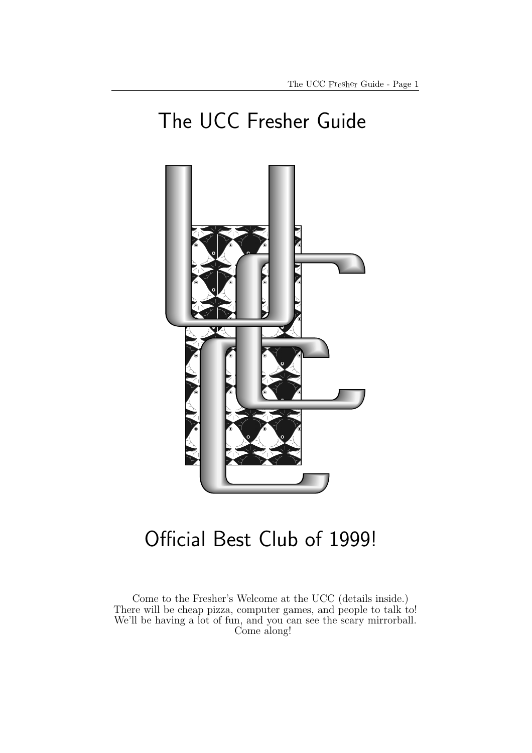# The UCC Fresher Guide

## Official Best Club of 1999!

Come to the Fresher's Welcome at the UCC (details inside.)
There will be cheap pizza, computer games, and people to talk to!
We'll be having a lot of fun, and you can see the scary mirrorball.
Come along!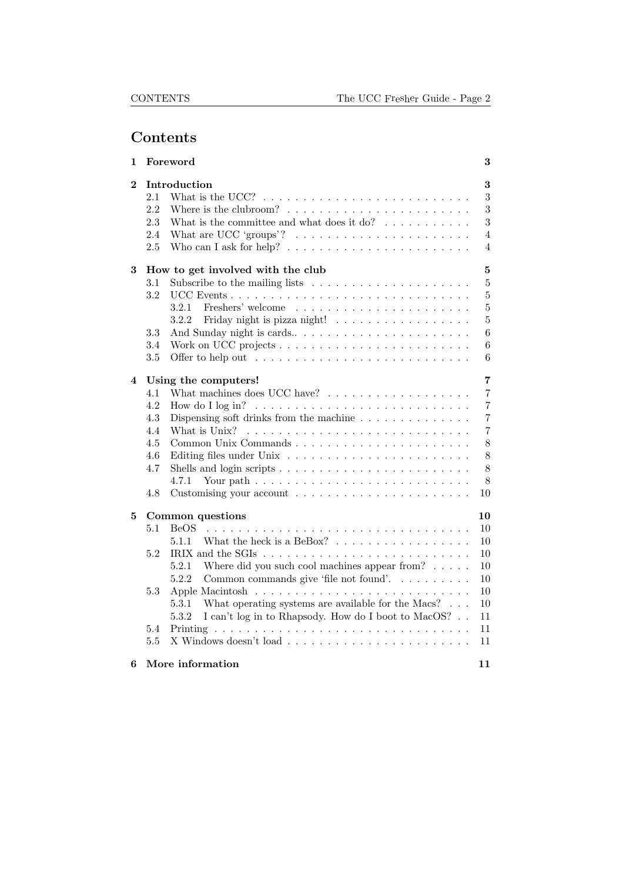# Contents

**1 Foreword** — **3**

**2 Introduction** — **3**

- 2.1 What is the UCC? — 3
- 2.2 Where is the clubroom? — 3
- 2.3 What is the committee and what does it do? — 3
- 2.4 What are UCC 'groups'? — 4
- 2.5 Who can I ask for help? — 4

**3 How to get involved with the club** — **5**

- 3.1 Subscribe to the mailing lists — 5
- 3.2 UCC Events — 5
  - 3.2.1 Freshers' welcome — 5
  - 3.2.2 Friday night is pizza night! — 5
- 3.3 And Sunday night is cards.. — 6
- 3.4 Work on UCC projects — 6
- 3.5 Offer to help out — 6

**4 Using the computers!** — **7**

- 4.1 What machines does UCC have? — 7
- 4.2 How do I log in? — 7
- 4.3 Dispensing soft drinks from the machine — 7
- 4.4 What is Unix? — 7
- 4.5 Common Unix Commands — 8
- 4.6 Editing files under Unix — 8
- 4.7 Shells and login scripts — 8
  - 4.7.1 Your path — 8
- 4.8 Customising your account — 10

**5 Common questions** — **10**

- 5.1 BeOS — 10
  - 5.1.1 What the heck is a BeBox? — 10
- 5.2 IRIX and the SGIs — 10
  - 5.2.1 Where did you such cool machines appear from? — 10
  - 5.2.2 Common commands give 'file not found'. — 10
- 5.3 Apple Macintosh — 10
  - 5.3.1 What operating systems are available for the Macs? — 10
  - 5.3.2 I can't log in to Rhapsody. How do I boot to MacOS? — 11
- 5.4 Printing — 11
- 5.5 X Windows doesn't load — 11

**6 More information** — **11**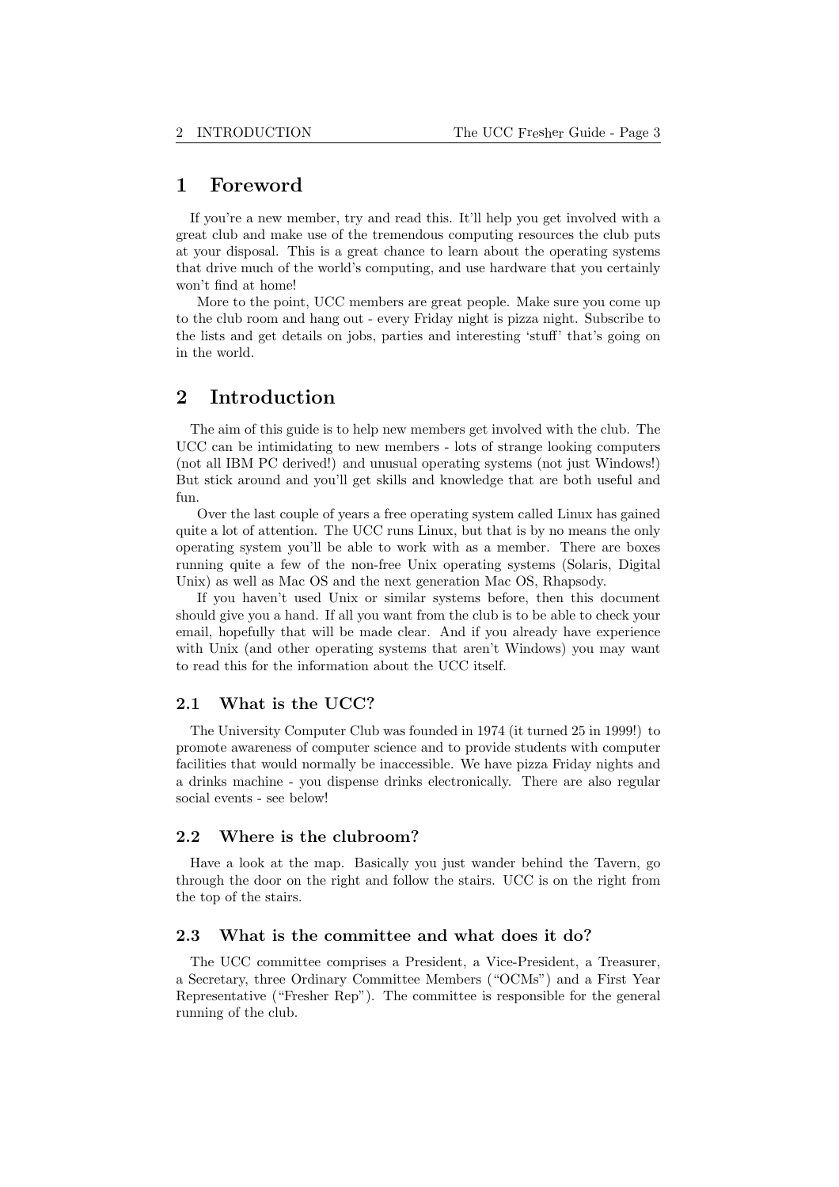# 1 Foreword

If you're a new member, try and read this. It'll help you get involved with a great club and make use of the tremendous computing resources the club puts at your disposal. This is a great chance to learn about the operating systems that drive much of the world's computing, and use hardware that you certainly won't find at home!

More to the point, UCC members are great people. Make sure you come up to the club room and hang out - every Friday night is pizza night. Subscribe to the lists and get details on jobs, parties and interesting 'stuff' that's going on in the world.

# 2 Introduction

The aim of this guide is to help new members get involved with the club. The UCC can be intimidating to new members - lots of strange looking computers (not all IBM PC derived!) and unusual operating systems (not just Windows!) But stick around and you'll get skills and knowledge that are both useful and fun.

Over the last couple of years a free operating system called Linux has gained quite a lot of attention. The UCC runs Linux, but that is by no means the only operating system you'll be able to work with as a member. There are boxes running quite a few of the non-free Unix operating systems (Solaris, Digital Unix) as well as Mac OS and the next generation Mac OS, Rhapsody.

If you haven't used Unix or similar systems before, then this document should give you a hand. If all you want from the club is to be able to check your email, hopefully that will be made clear. And if you already have experience with Unix (and other operating systems that aren't Windows) you may want to read this for the information about the UCC itself.

## 2.1 What is the UCC?

The University Computer Club was founded in 1974 (it turned 25 in 1999!) to promote awareness of computer science and to provide students with computer facilities that would normally be inaccessible. We have pizza Friday nights and a drinks machine - you dispense drinks electronically. There are also regular social events - see below!

## 2.2 Where is the clubroom?

Have a look at the map. Basically you just wander behind the Tavern, go through the door on the right and follow the stairs. UCC is on the right from the top of the stairs.

## 2.3 What is the committee and what does it do?

The UCC committee comprises a President, a Vice-President, a Treasurer, a Secretary, three Ordinary Committee Members ("OCMs") and a First Year Representative ("Fresher Rep"). The committee is responsible for the general running of the club.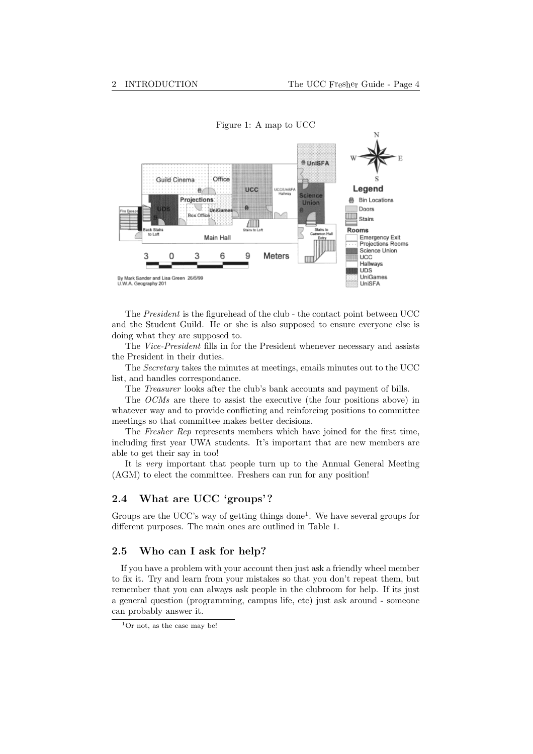Figure 1: A map to UCC

The *President* is the figurehead of the club - the contact point between UCC and the Student Guild. He or she is also supposed to ensure everyone else is doing what they are supposed to.

The *Vice-President* fills in for the President whenever necessary and assists the President in their duties.

The *Secretary* takes the minutes at meetings, emails minutes out to the UCC list, and handles correspondance.

The *Treasurer* looks after the club's bank accounts and payment of bills.

The *OCMs* are there to assist the executive (the four positions above) in whatever way and to provide conflicting and reinforcing positions to committee meetings so that committee makes better decisions.

The *Fresher Rep* represents members which have joined for the first time, including first year UWA students. It's important that are new members are able to get their say in too!

It is *very* important that people turn up to the Annual General Meeting (AGM) to elect the committee. Freshers can run for any position!

## 2.4 What are UCC 'groups'?

Groups are the UCC's way of getting things done[1]. We have several groups for different purposes. The main ones are outlined in Table 1.

## 2.5 Who can I ask for help?

If you have a problem with your account then just ask a friendly wheel member to fix it. Try and learn from your mistakes so that you don't repeat them, but remember that you can always ask people in the clubroom for help. If its just a general question (programming, campus life, etc) just ask around - someone can probably answer it.

[1] Or not, as the case may be!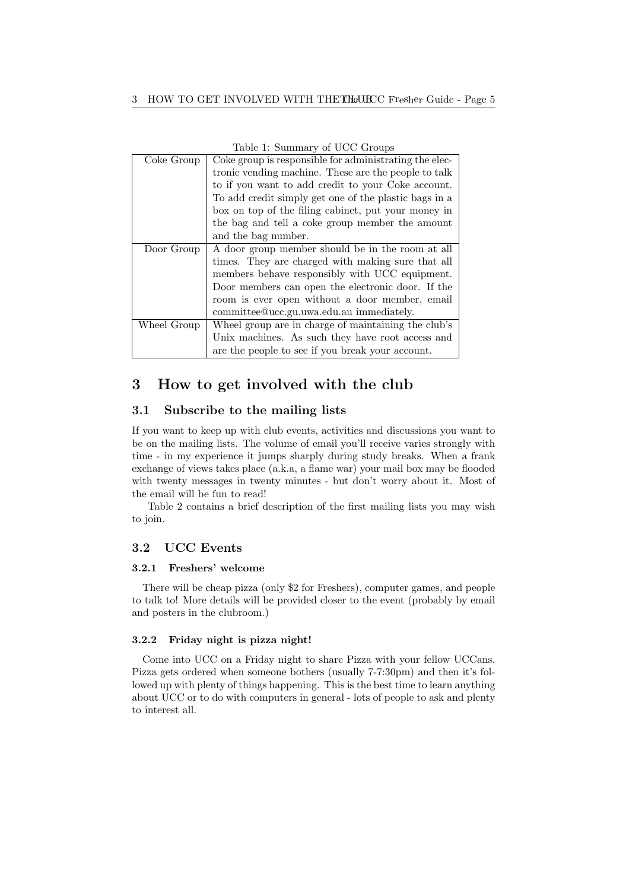Table 1: Summary of UCC Groups

| | |
|---|---|
| Coke Group | Coke group is responsible for administrating the electronic vending machine. These are the people to talk to if you want to add credit to your Coke account. To add credit simply get one of the plastic bags in a box on top of the filing cabinet, put your money in the bag and tell a coke group member the amount and the bag number. |
| Door Group | A door group member should be in the room at all times. They are charged with making sure that all members behave responsibly with UCC equipment. Door members can open the electronic door. If the room is ever open without a door member, email committee@ucc.gu.uwa.edu.au immediately. |
| Wheel Group | Wheel group are in charge of maintaining the club's Unix machines. As such they have root access and are the people to see if you break your account. |

# 3 How to get involved with the club

## 3.1 Subscribe to the mailing lists

If you want to keep up with club events, activities and discussions you want to be on the mailing lists. The volume of email you'll receive varies strongly with time - in my experience it jumps sharply during study breaks. When a frank exchange of views takes place (a.k.a, a flame war) your mail box may be flooded with twenty messages in twenty minutes - but don't worry about it. Most of the email will be fun to read!

Table 2 contains a brief description of the first mailing lists you may wish to join.

## 3.2 UCC Events

### 3.2.1 Freshers' welcome

There will be cheap pizza (only $2 for Freshers), computer games, and people to talk to! More details will be provided closer to the event (probably by email and posters in the clubroom.)

### 3.2.2 Friday night is pizza night!

Come into UCC on a Friday night to share Pizza with your fellow UCCans. Pizza gets ordered when someone bothers (usually 7-7:30pm) and then it's followed up with plenty of things happening. This is the best time to learn anything about UCC or to do with computers in general - lots of people to ask and plenty to interest all.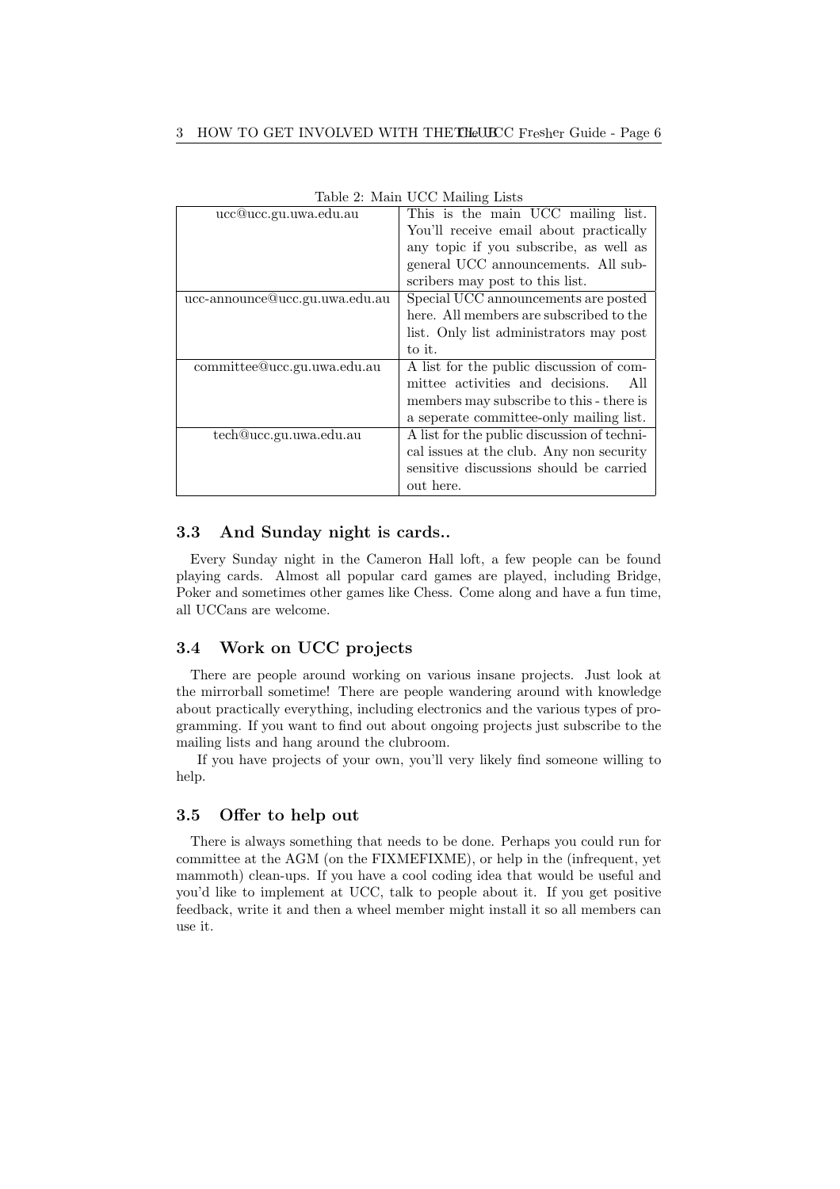Table 2: Main UCC Mailing Lists

| | |
|---|---|
| ucc@ucc.gu.uwa.edu.au | This is the main UCC mailing list. You'll receive email about practically any topic if you subscribe, as well as general UCC announcements. All subscribers may post to this list. |
| ucc-announce@ucc.gu.uwa.edu.au | Special UCC announcements are posted here. All members are subscribed to the list. Only list administrators may post to it. |
| committee@ucc.gu.uwa.edu.au | A list for the public discussion of committee activities and decisions. All members may subscribe to this - there is a seperate committee-only mailing list. |
| tech@ucc.gu.uwa.edu.au | A list for the public discussion of technical issues at the club. Any non security sensitive discussions should be carried out here. |

### 3.3 And Sunday night is cards..

Every Sunday night in the Cameron Hall loft, a few people can be found playing cards. Almost all popular card games are played, including Bridge, Poker and sometimes other games like Chess. Come along and have a fun time, all UCCans are welcome.

### 3.4 Work on UCC projects

There are people around working on various insane projects. Just look at the mirrorball sometime! There are people wandering around with knowledge about practically everything, including electronics and the various types of programming. If you want to find out about ongoing projects just subscribe to the mailing lists and hang around the clubroom.

If you have projects of your own, you'll very likely find someone willing to help.

### 3.5 Offer to help out

There is always something that needs to be done. Perhaps you could run for committee at the AGM (on the FIXMEFIXME), or help in the (infrequent, yet mammoth) clean-ups. If you have a cool coding idea that would be useful and you'd like to implement at UCC, talk to people about it. If you get positive feedback, write it and then a wheel member might install it so all members can use it.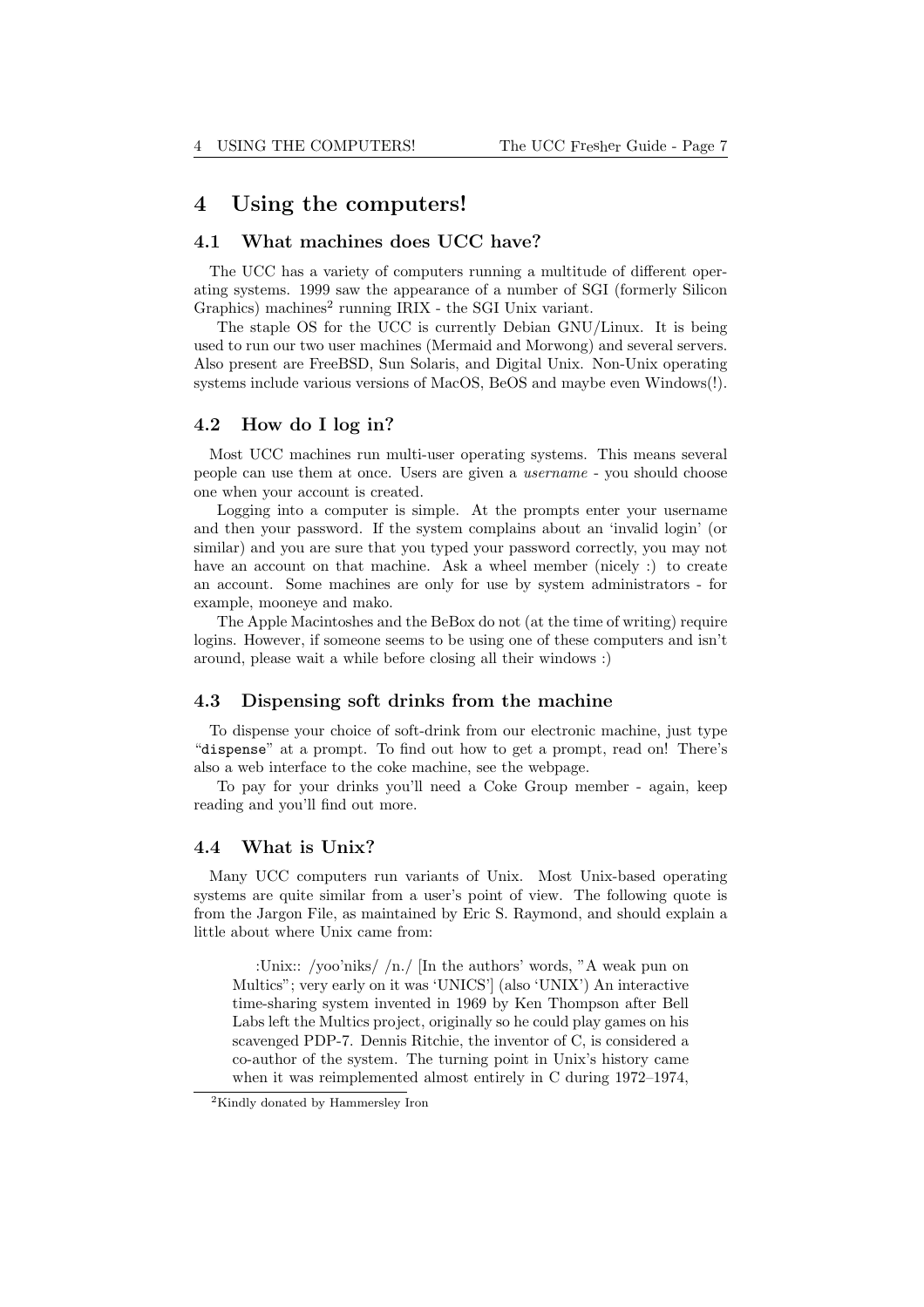# 4 Using the computers!

## 4.1 What machines does UCC have?

The UCC has a variety of computers running a multitude of different operating systems. 1999 saw the appearance of a number of SGI (formerly Silicon Graphics) machines[2] running IRIX - the SGI Unix variant.

The staple OS for the UCC is currently Debian GNU/Linux. It is being used to run our two user machines (Mermaid and Morwong) and several servers. Also present are FreeBSD, Sun Solaris, and Digital Unix. Non-Unix operating systems include various versions of MacOS, BeOS and maybe even Windows(!).

## 4.2 How do I log in?

Most UCC machines run multi-user operating systems. This means several people can use them at once. Users are given a *username* - you should choose one when your account is created.

Logging into a computer is simple. At the prompts enter your username and then your password. If the system complains about an 'invalid login' (or similar) and you are sure that you typed your password correctly, you may not have an account on that machine. Ask a wheel member (nicely :) to create an account. Some machines are only for use by system administrators - for example, mooneye and mako.

The Apple Macintoshes and the BeBox do not (at the time of writing) require logins. However, if someone seems to be using one of these computers and isn't around, please wait a while before closing all their windows :)

## 4.3 Dispensing soft drinks from the machine

To dispense your choice of soft-drink from our electronic machine, just type "`dispense`" at a prompt. To find out how to get a prompt, read on! There's also a web interface to the coke machine, see the webpage.

To pay for your drinks you'll need a Coke Group member - again, keep reading and you'll find out more.

## 4.4 What is Unix?

Many UCC computers run variants of Unix. Most Unix-based operating systems are quite similar from a user's point of view. The following quote is from the Jargon File, as maintained by Eric S. Raymond, and should explain a little about where Unix came from:

> :Unix:: /yoo'niks/ /n./ [In the authors' words, "A weak pun on Multics"; very early on it was 'UNICS'] (also 'UNIX') An interactive time-sharing system invented in 1969 by Ken Thompson after Bell Labs left the Multics project, originally so he could play games on his scavenged PDP-7. Dennis Ritchie, the inventor of C, is considered a co-author of the system. The turning point in Unix's history came when it was reimplemented almost entirely in C during 1972–1974,

[2] Kindly donated by Hammersley Iron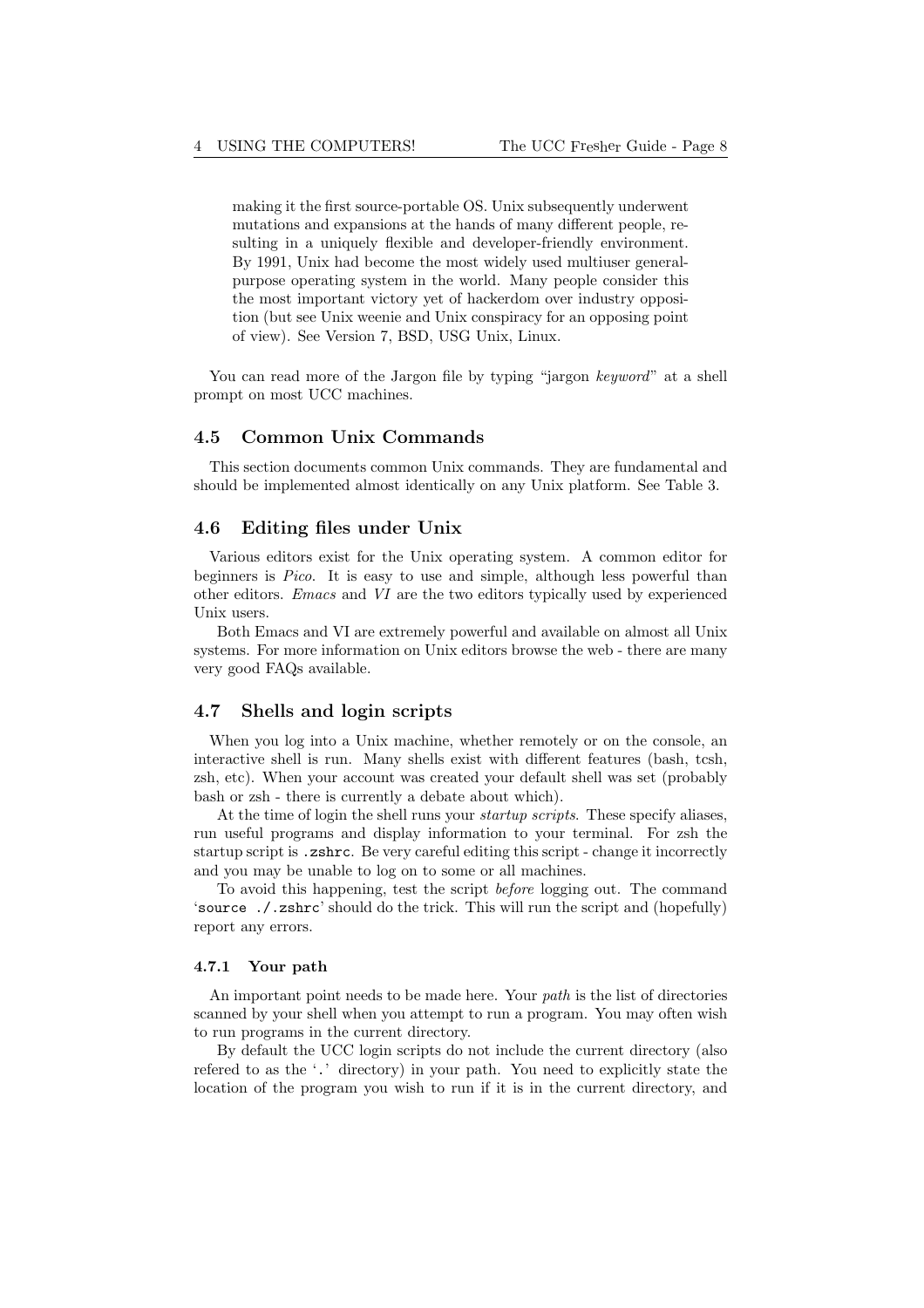> making it the first source-portable OS. Unix subsequently underwent mutations and expansions at the hands of many different people, resulting in a uniquely flexible and developer-friendly environment. By 1991, Unix had become the most widely used multiuser general-purpose operating system in the world. Many people consider this the most important victory yet of hackerdom over industry opposition (but see Unix weenie and Unix conspiracy for an opposing point of view). See Version 7, BSD, USG Unix, Linux.

You can read more of the Jargon file by typing "jargon *keyword*" at a shell prompt on most UCC machines.

## 4.5 Common Unix Commands

This section documents common Unix commands. They are fundamental and should be implemented almost identically on any Unix platform. See Table 3.

## 4.6 Editing files under Unix

Various editors exist for the Unix operating system. A common editor for beginners is *Pico*. It is easy to use and simple, although less powerful than other editors. *Emacs* and *VI* are the two editors typically used by experienced Unix users.

Both Emacs and VI are extremely powerful and available on almost all Unix systems. For more information on Unix editors browse the web - there are many very good FAQs available.

## 4.7 Shells and login scripts

When you log into a Unix machine, whether remotely or on the console, an interactive shell is run. Many shells exist with different features (bash, tcsh, zsh, etc). When your account was created your default shell was set (probably bash or zsh - there is currently a debate about which).

At the time of login the shell runs your *startup scripts*. These specify aliases, run useful programs and display information to your terminal. For zsh the startup script is `.zshrc`. Be very careful editing this script - change it incorrectly and you may be unable to log on to some or all machines.

To avoid this happening, test the script *before* logging out. The command '`source ./.zshrc`' should do the trick. This will run the script and (hopefully) report any errors.

### 4.7.1 Your path

An important point needs to be made here. Your *path* is the list of directories scanned by your shell when you attempt to run a program. You may often wish to run programs in the current directory.

By default the UCC login scripts do not include the current directory (also refered to as the '`.`' directory) in your path. You need to explicitly state the location of the program you wish to run if it is in the current directory, and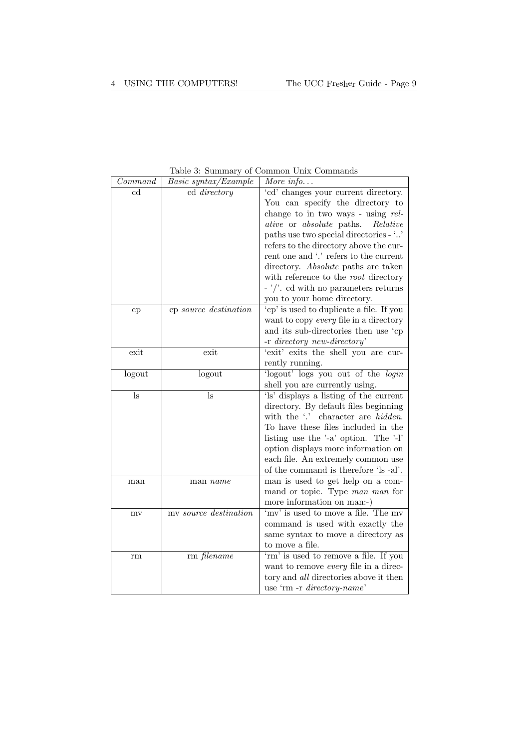Table 3: Summary of Common Unix Commands

| *Command* | *Basic syntax/Example* | *More info...* |
|---|---|---|
| cd | cd *directory* | 'cd' changes your current directory. You can specify the directory to change to in two ways - using *relative* or *absolute* paths. *Relative* paths use two special directories - '..' refers to the directory above the current one and '.' refers to the current directory. *Absolute* paths are taken with reference to the *root* directory - '/'. cd with no parameters returns you to your home directory. |
| cp | cp *source destination* | 'cp' is used to duplicate a file. If you want to copy *every* file in a directory and its sub-directories then use 'cp -r *directory new-directory*' |
| exit | exit | 'exit' exits the shell you are currently running. |
| logout | logout | 'logout' logs you out of the *login* shell you are currently using. |
| ls | ls | 'ls' displays a listing of the current directory. By default files beginning with the '.' character are *hidden*. To have these files included in the listing use the '-a' option. The '-l' option displays more information on each file. An extremely common use of the command is therefore 'ls -al'. |
| man | man *name* | man is used to get help on a command or topic. Type *man man* for more information on man:-) |
| mv | mv *source destination* | 'mv' is used to move a file. The mv command is used with exactly the same syntax to move a directory as to move a file. |
| rm | rm *filename* | 'rm' is used to remove a file. If you want to remove *every* file in a directory and *all* directories above it then use 'rm -r *directory-name*' |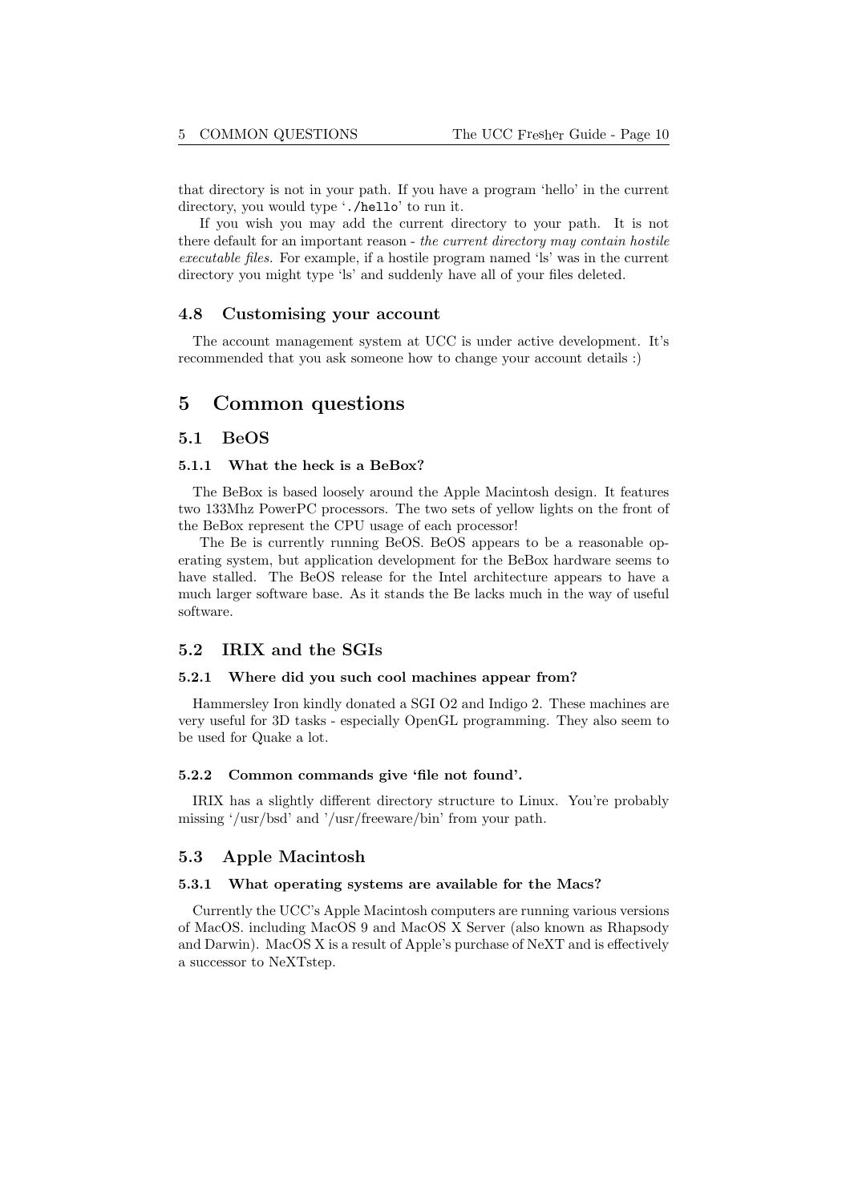that directory is not in your path. If you have a program 'hello' in the current directory, you would type './hello' to run it.

If you wish you may add the current directory to your path. It is not there default for an important reason - *the current directory may contain hostile executable files.* For example, if a hostile program named 'ls' was in the current directory you might type 'ls' and suddenly have all of your files deleted.

### 4.8 Customising your account

The account management system at UCC is under active development. It's recommended that you ask someone how to change your account details :)

## 5 Common questions

### 5.1 BeOS

#### 5.1.1 What the heck is a BeBox?

The BeBox is based loosely around the Apple Macintosh design. It features two 133Mhz PowerPC processors. The two sets of yellow lights on the front of the BeBox represent the CPU usage of each processor!

The Be is currently running BeOS. BeOS appears to be a reasonable operating system, but application development for the BeBox hardware seems to have stalled. The BeOS release for the Intel architecture appears to have a much larger software base. As it stands the Be lacks much in the way of useful software.

### 5.2 IRIX and the SGIs

#### 5.2.1 Where did you such cool machines appear from?

Hammersley Iron kindly donated a SGI O2 and Indigo 2. These machines are very useful for 3D tasks - especially OpenGL programming. They also seem to be used for Quake a lot.

#### 5.2.2 Common commands give 'file not found'.

IRIX has a slightly different directory structure to Linux. You're probably missing '/usr/bsd' and '/usr/freeware/bin' from your path.

### 5.3 Apple Macintosh

#### 5.3.1 What operating systems are available for the Macs?

Currently the UCC's Apple Macintosh computers are running various versions of MacOS. including MacOS 9 and MacOS X Server (also known as Rhapsody and Darwin). MacOS X is a result of Apple's purchase of NeXT and is effectively a successor to NeXTstep.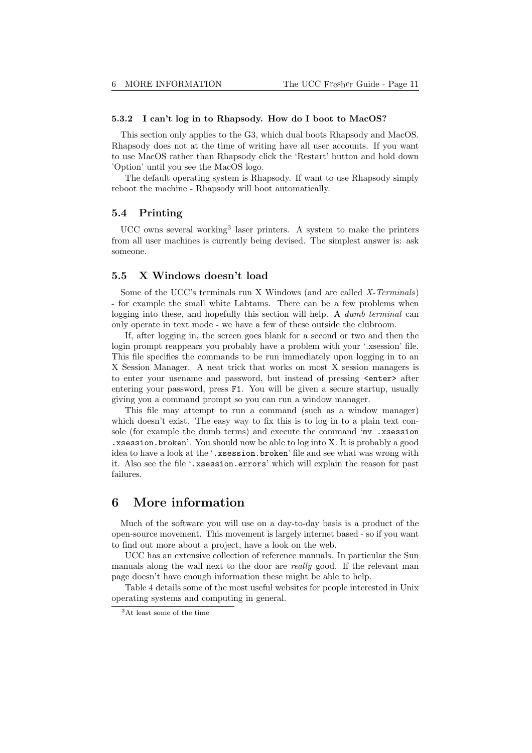#### 5.3.2 I can't log in to Rhapsody. How do I boot to MacOS?

This section only applies to the G3, which dual boots Rhapsody and MacOS. Rhapsody does not at the time of writing have all user accounts. If you want to use MacOS rather than Rhapsody click the 'Restart' button and hold down 'Option' until you see the MacOS logo.

The default operating system is Rhapsody. If want to use Rhapsody simply reboot the machine - Rhapsody will boot automatically.

### 5.4 Printing

UCC owns several working[3] laser printers. A system to make the printers from all user machines is currently being devised. The simplest answer is: ask someone.

### 5.5 X Windows doesn't load

Some of the UCC's terminals run X Windows (and are called *X-Terminals*) - for example the small white Labtams. There can be a few problems when logging into these, and hopefully this section will help. A *dumb terminal* can only operate in text mode - we have a few of these outside the clubroom.

If, after logging in, the screen goes blank for a second or two and then the login prompt reappears you probably have a problem with your '.xsession' file. This file specifies the commands to be run immediately upon logging in to an X Session Manager. A neat trick that works on most X session managers is to enter your usename and password, but instead of pressing `<enter>` after entering your password, press `F1`. You will be given a secure startup, usually giving you a command prompt so you can run a window manager.

This file may attempt to run a command (such as a window manager) which doesn't exist. The easy way to fix this is to log in to a plain text console (for example the dumb terms) and execute the command '`mv .xsession .xsession.broken`'. You should now be able to log into X. It is probably a good idea to have a look at the '`.xsession.broken`' file and see what was wrong with it. Also see the file '`.xsession.errors`' which will explain the reason for past failures.

## 6 More information

Much of the software you will use on a day-to-day basis is a product of the open-source movement. This movement is largely internet based - so if you want to find out more about a project, have a look on the web.

UCC has an extensive collection of reference manuals. In particular the Sun manuals along the wall next to the door are *really* good. If the relevant man page doesn't have enough information these might be able to help.

Table 4 details some of the most useful websites for people interested in Unix operating systems and computing in general.

[3] At least some of the time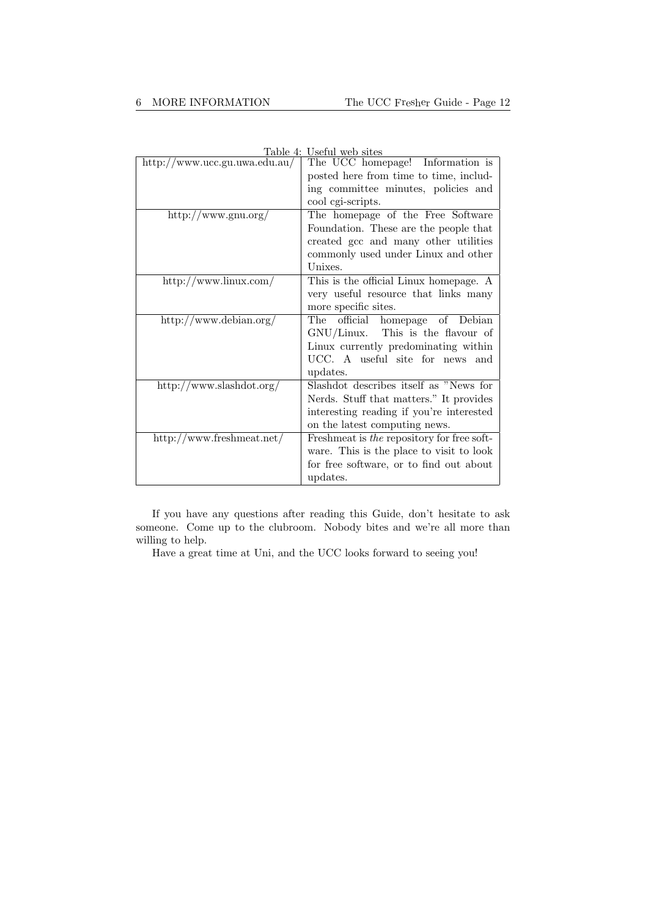Table 4: Useful web sites

| | |
|---|---|
| http://www.ucc.gu.uwa.edu.au/ | The UCC homepage! Information is posted here from time to time, including committee minutes, policies and cool cgi-scripts. |
| http://www.gnu.org/ | The homepage of the Free Software Foundation. These are the people that created gcc and many other utilities commonly used under Linux and other Unixes. |
| http://www.linux.com/ | This is the official Linux homepage. A very useful resource that links many more specific sites. |
| http://www.debian.org/ | The official homepage of Debian GNU/Linux. This is the flavour of Linux currently predominating within UCC. A useful site for news and updates. |
| http://www.slashdot.org/ | Slashdot describes itself as "News for Nerds. Stuff that matters." It provides interesting reading if you're interested on the latest computing news. |
| http://www.freshmeat.net/ | Freshmeat is *the* repository for free software. This is the place to visit to look for free software, or to find out about updates. |

If you have any questions after reading this Guide, don't hesitate to ask someone. Come up to the clubroom. Nobody bites and we're all more than willing to help.

Have a great time at Uni, and the UCC looks forward to seeing you!